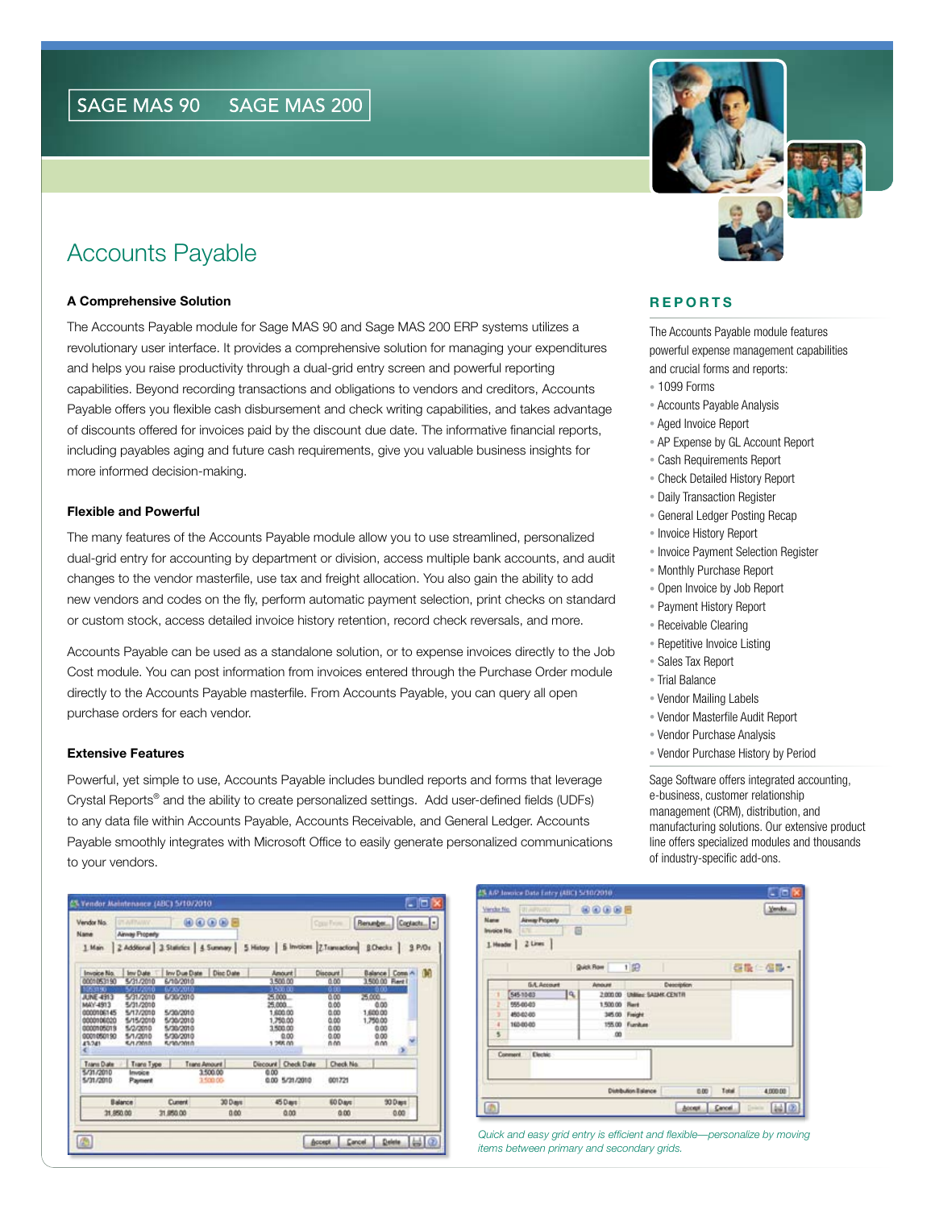SAGE MAS 90 SAGE MAS 200

# Accounts Payable

### A Comprehensive Solution

The Accounts Payable module for Sage MAS 90 and Sage MAS 200 ERP systems utilizes a revolutionary user interface. It provides a comprehensive solution for managing your expenditures and helps you raise productivity through a dual-grid entry screen and powerful reporting capabilities. Beyond recording transactions and obligations to vendors and creditors, Accounts Payable offers you flexible cash disbursement and check writing capabilities, and takes advantage of discounts offered for invoices paid by the discount due date. The informative financial reports, including payables aging and future cash requirements, give you valuable business insights for more informed decision-making.

### Flexible and Powerful

The many features of the Accounts Payable module allow you to use streamlined, personalized dual-grid entry for accounting by department or division, access multiple bank accounts, and audit changes to the vendor masterfile, use tax and freight allocation. You also gain the ability to add new vendors and codes on the fly, perform automatic payment selection, print checks on standard or custom stock, access detailed invoice history retention, record check reversals, and more.

Accounts Payable can be used as a standalone solution, or to expense invoices directly to the Job Cost module. You can post information from invoices entered through the Purchase Order module directly to the Accounts Payable masterfile. From Accounts Payable, you can query all open purchase orders for each vendor.

### Extensive Features

Powerful, yet simple to use, Accounts Payable includes bundled reports and forms that leverage Crystal Reports® and the ability to create personalized settings. Add user-defined fields (UDFs) to any data file within Accounts Payable, Accounts Receivable, and General Ledger. Accounts Payable smoothly integrates with Microsoft Office to easily generate personalized communications to your vendors.

## REPORTS

The Accounts Payable module features powerful expense management capabilities and crucial forms and reports:

- 1099 Forms
- Accounts Payable Analysis
- Aged Invoice Report
- AP Expense by GL Account Report
- Cash Requirements Report
- Check Detailed History Report
- Daily Transaction Register
- General Ledger Posting Recap
- Invoice History Report
- Invoice Payment Selection Register
- Monthly Purchase Report
- Open Invoice by Job Report
- Payment History Report
- Receivable Clearing
- Repetitive Invoice Listing
- Sales Tax Report
- Trial Balance
- Vendor Mailing Labels
- Vendor Masterfile Audit Report
- Vendor Purchase Analysis
- Vendor Purchase History by Period

Sage Software offers integrated accounting, e-business, customer relationship management (CRM), distribution, and manufacturing solutions. Our extensive product line offers specialized modules and thousands of industry-specific add-ons.

*Quick and easy grid entry is efficient and flexible—personalize by moving items between primary and secondary grids.*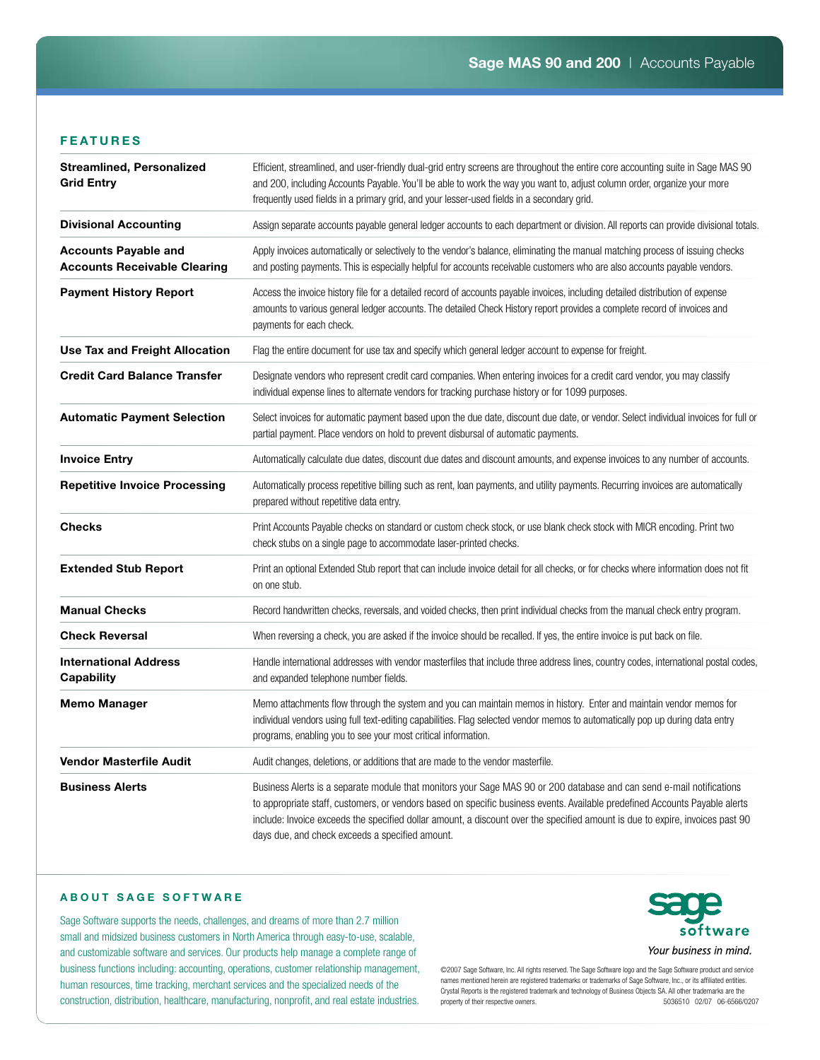## FEATURES

| | |
|---|---|
| **Streamlined, Personalized Grid Entry** | Efficient, streamlined, and user-friendly dual-grid entry screens are throughout the entire core accounting suite in Sage MAS 90 and 200, including Accounts Payable. You'll be able to work the way you want to, adjust column order, organize your more frequently used fields in a primary grid, and your lesser-used fields in a secondary grid. |
| **Divisional Accounting** | Assign separate accounts payable general ledger accounts to each department or division. All reports can provide divisional totals. |
| **Accounts Payable and Accounts Receivable Clearing** | Apply invoices automatically or selectively to the vendor's balance, eliminating the manual matching process of issuing checks and posting payments. This is especially helpful for accounts receivable customers who are also accounts payable vendors. |
| **Payment History Report** | Access the invoice history file for a detailed record of accounts payable invoices, including detailed distribution of expense amounts to various general ledger accounts. The detailed Check History report provides a complete record of invoices and payments for each check. |
| **Use Tax and Freight Allocation** | Flag the entire document for use tax and specify which general ledger account to expense for freight. |
| **Credit Card Balance Transfer** | Designate vendors who represent credit card companies. When entering invoices for a credit card vendor, you may classify individual expense lines to alternate vendors for tracking purchase history or for 1099 purposes. |
| **Automatic Payment Selection** | Select invoices for automatic payment based upon the due date, discount due date, or vendor. Select individual invoices for full or partial payment. Place vendors on hold to prevent disbursal of automatic payments. |
| **Invoice Entry** | Automatically calculate due dates, discount due dates and discount amounts, and expense invoices to any number of accounts. |
| **Repetitive Invoice Processing** | Automatically process repetitive billing such as rent, loan payments, and utility payments. Recurring invoices are automatically prepared without repetitive data entry. |
| **Checks** | Print Accounts Payable checks on standard or custom check stock, or use blank check stock with MICR encoding. Print two check stubs on a single page to accommodate laser-printed checks. |
| **Extended Stub Report** | Print an optional Extended Stub report that can include invoice detail for all checks, or for checks where information does not fit on one stub. |
| **Manual Checks** | Record handwritten checks, reversals, and voided checks, then print individual checks from the manual check entry program. |
| **Check Reversal** | When reversing a check, you are asked if the invoice should be recalled. If yes, the entire invoice is put back on file. |
| **International Address Capability** | Handle international addresses with vendor masterfiles that include three address lines, country codes, international postal codes, and expanded telephone number fields. |
| **Memo Manager** | Memo attachments flow through the system and you can maintain memos in history. Enter and maintain vendor memos for individual vendors using full text-editing capabilities. Flag selected vendor memos to automatically pop up during data entry programs, enabling you to see your most critical information. |
| **Vendor Masterfile Audit** | Audit changes, deletions, or additions that are made to the vendor masterfile. |
| **Business Alerts** | Business Alerts is a separate module that monitors your Sage MAS 90 or 200 database and can send e-mail notifications to appropriate staff, customers, or vendors based on specific business events. Available predefined Accounts Payable alerts include: Invoice exceeds the specified dollar amount, a discount over the specified amount is due to expire, invoices past 90 days due, and check exceeds a specified amount. |

## ABOUT SAGE SOFTWARE

Sage Software supports the needs, challenges, and dreams of more than 2.7 million small and midsized business customers in North America through easy-to-use, scalable, and customizable software and services. Our products help manage a complete range of business functions including: accounting, operations, customer relationship management, human resources, time tracking, merchant services and the specialized needs of the construction, distribution, healthcare, manufacturing, nonprofit, and real estate industries.

sage software

*Your business in mind.*

©2007 Sage Software, Inc. All rights reserved. The Sage Software logo and the Sage Software product and service names mentioned herein are registered trademarks or trademarks of Sage Software, Inc., or its affiliated entities. Crystal Reports is the registered trademark and technology of Business Objects SA. All other trademarks are the property of their respective owners. 5036510 02/07 06-6566/0207